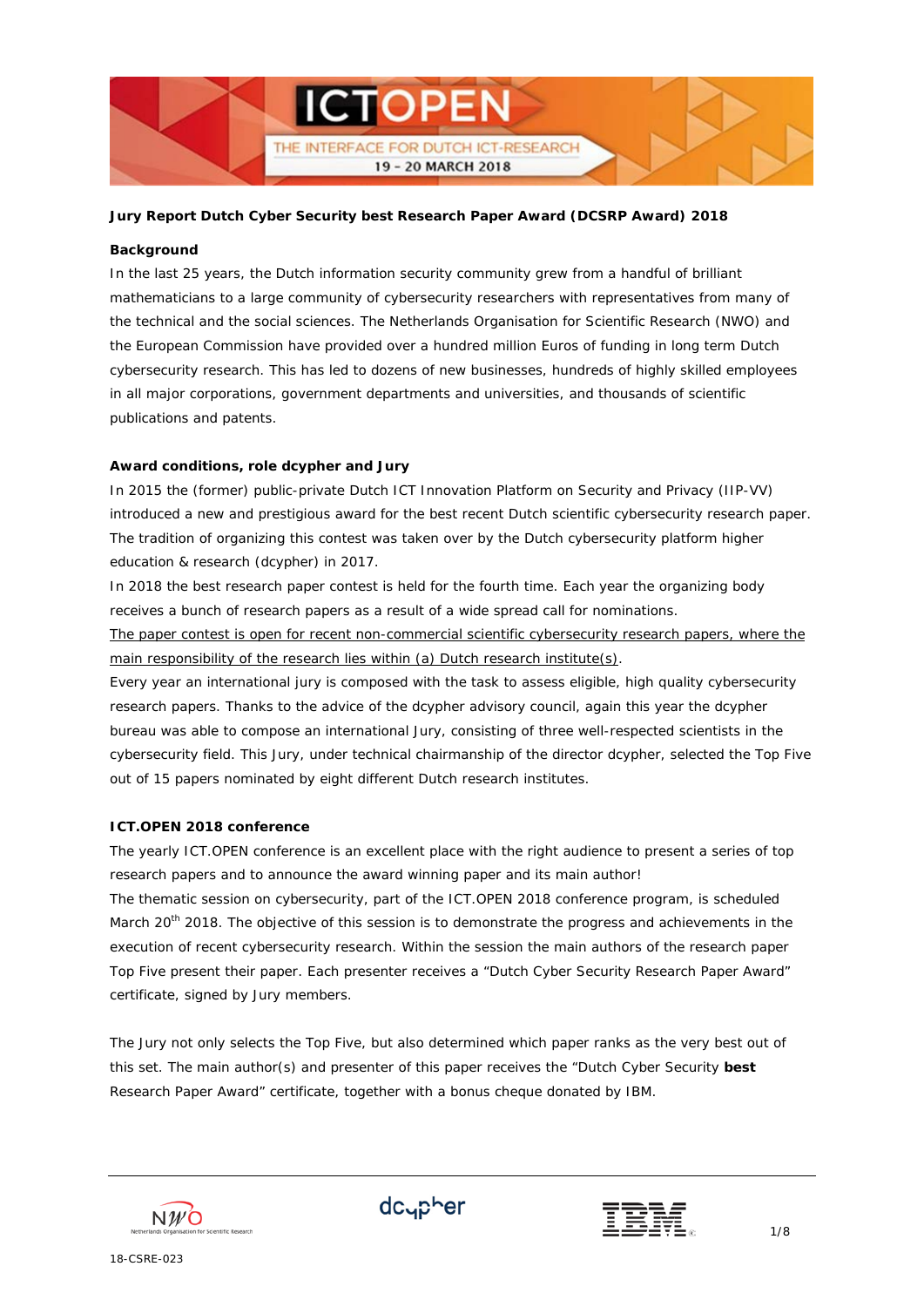**Jury Report Dutch Cyber Security best Research Paper Award (DCSRP Award) 2018**

**Background**

In the last 25 years, the Dutch information security community grew from a handful of brilliant mathematicians to a large community of cybersecurity researchers with representatives from many of the technical and the social sciences. The Netherlands Organisation for Scientific Research (NWO) and the European Commission have provided over a hundred million Euros of funding in long term Dutch cybersecurity research. This has led to dozens of new businesses, hundreds of highly skilled employees in all major corporations, government departments and universities, and thousands of scientific publications and patents.

**Award conditions, role dcypher and Jury**

In 2015 the (former) public-private Dutch ICT Innovation Platform on Security and Privacy (IIP-VV) introduced a new and prestigious award for the best recent Dutch scientific cybersecurity research paper. The tradition of organizing this contest was taken over by the Dutch cybersecurity platform higher education & research (dcypher) in 2017.

In 2018 the best research paper contest is held for the fourth time. Each year the organizing body receives a bunch of research papers as a result of a wide spread call for nominations.

<u>The paper contest is open for recent non-commercial scientific cybersecurity research papers, where the main responsibility of the research lies within (a) Dutch research institute(s)</u>.

Every year an international jury is composed with the task to assess eligible, high quality cybersecurity research papers. Thanks to the advice of the dcypher advisory council, again this year the dcypher bureau was able to compose an international Jury, consisting of three well-respected scientists in the cybersecurity field. This Jury, under technical chairmanship of the director dcypher, selected the Top Five out of 15 papers nominated by eight different Dutch research institutes.

**ICT.OPEN 2018 conference**

The yearly ICT.OPEN conference is an excellent place with the right audience to present a series of top research papers and to announce the award winning paper and its main author!

The thematic session on cybersecurity, part of the ICT.OPEN 2018 conference program, is scheduled March 20th 2018. The objective of this session is to demonstrate the progress and achievements in the execution of recent cybersecurity research. Within the session the main authors of the research paper Top Five present their paper. Each presenter receives a "Dutch Cyber Security Research Paper Award" certificate, signed by Jury members.

The Jury not only selects the Top Five, but also determined which paper ranks as the very best out of this set. The main author(s) and presenter of this paper receives the "Dutch Cyber Security **best** Research Paper Award" certificate, together with a bonus cheque donated by IBM.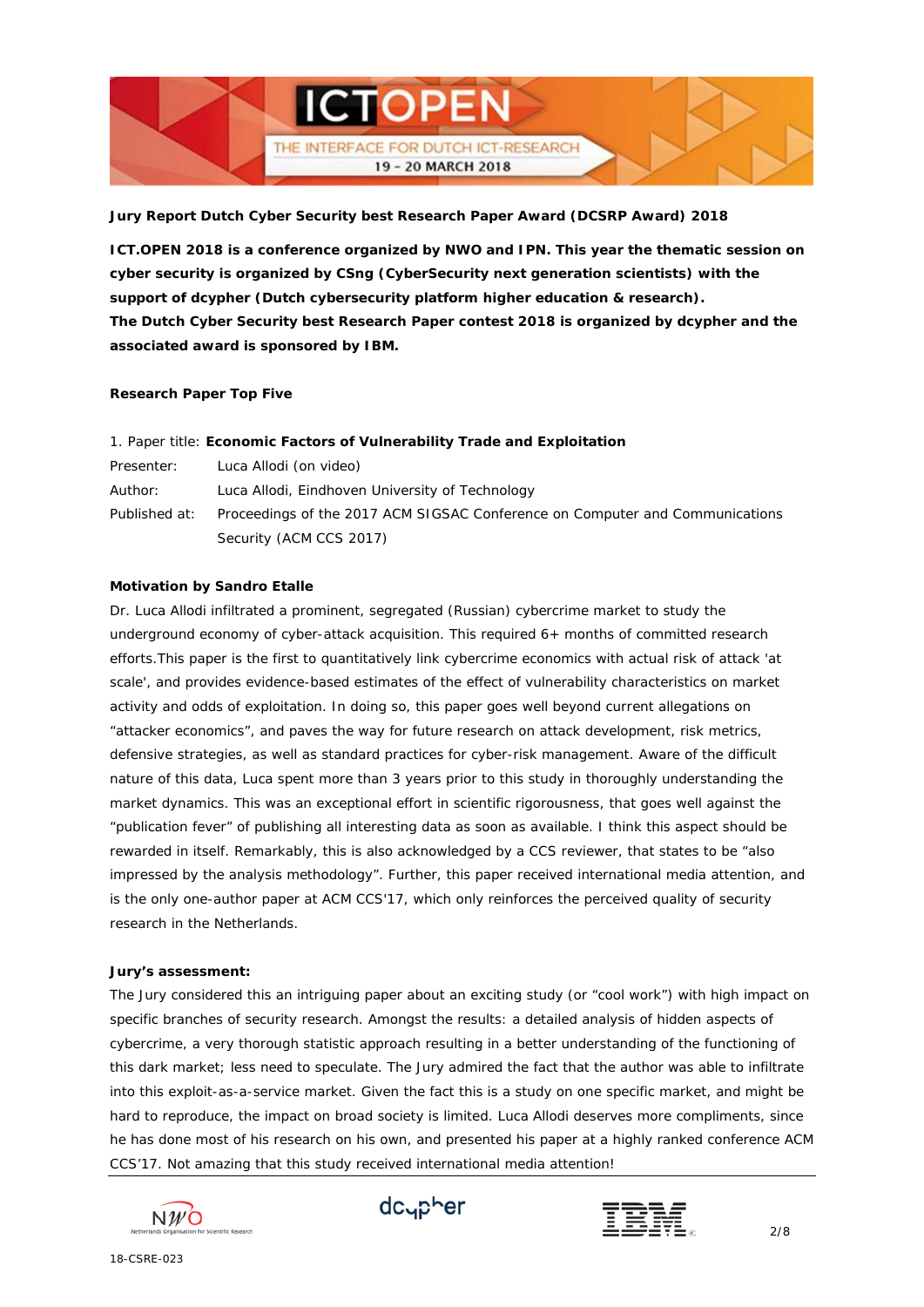**Jury Report Dutch Cyber Security best Research Paper Award (DCSRP Award) 2018**

**ICT.OPEN 2018 is a conference organized by NWO and IPN. This year the thematic session on cyber security is organized by CSng (CyberSecurity next generation scientists) with the support of dcypher (Dutch cybersecurity platform higher education & research).**
**The Dutch Cyber Security best Research Paper contest 2018 is organized by dcypher and the associated award is sponsored by IBM.**

**Research Paper Top Five**

1. Paper title: **Economic Factors of Vulnerability Trade and Exploitation**

Presenter: Luca Allodi (on video)

Author: Luca Allodi, Eindhoven University of Technology

Published at: Proceedings of the 2017 ACM SIGSAC Conference on Computer and Communications Security (ACM CCS 2017)

**Motivation by Sandro Etalle**

Dr. Luca Allodi infiltrated a prominent, segregated (Russian) cybercrime market to study the underground economy of cyber-attack acquisition. This required 6+ months of committed research efforts.This paper is the first to quantitatively link cybercrime economics with actual risk of attack 'at scale', and provides evidence-based estimates of the effect of vulnerability characteristics on market activity and odds of exploitation. In doing so, this paper goes well beyond current allegations on "attacker economics", and paves the way for future research on attack development, risk metrics, defensive strategies, as well as standard practices for cyber-risk management. Aware of the difficult nature of this data, Luca spent more than 3 years prior to this study in thoroughly understanding the market dynamics. This was an exceptional effort in scientific rigorousness, that goes well against the "publication fever" of publishing all interesting data as soon as available. I think this aspect should be rewarded in itself. Remarkably, this is also acknowledged by a CCS reviewer, that states to be "also impressed by the analysis methodology". Further, this paper received international media attention, and is the only one-author paper at ACM CCS'17, which only reinforces the perceived quality of security research in the Netherlands.

**Jury's assessment:**

The Jury considered this an intriguing paper about an exciting study (or "cool work") with high impact on specific branches of security research. Amongst the results: a detailed analysis of hidden aspects of cybercrime, a very thorough statistic approach resulting in a better understanding of the functioning of this dark market; less need to speculate. The Jury admired the fact that the author was able to infiltrate into this exploit-as-a-service market. Given the fact this is a study on one specific market, and might be hard to reproduce, the impact on broad society is limited. Luca Allodi deserves more compliments, since he has done most of his research on his own, and presented his paper at a highly ranked conference ACM CCS'17. Not amazing that this study received international media attention!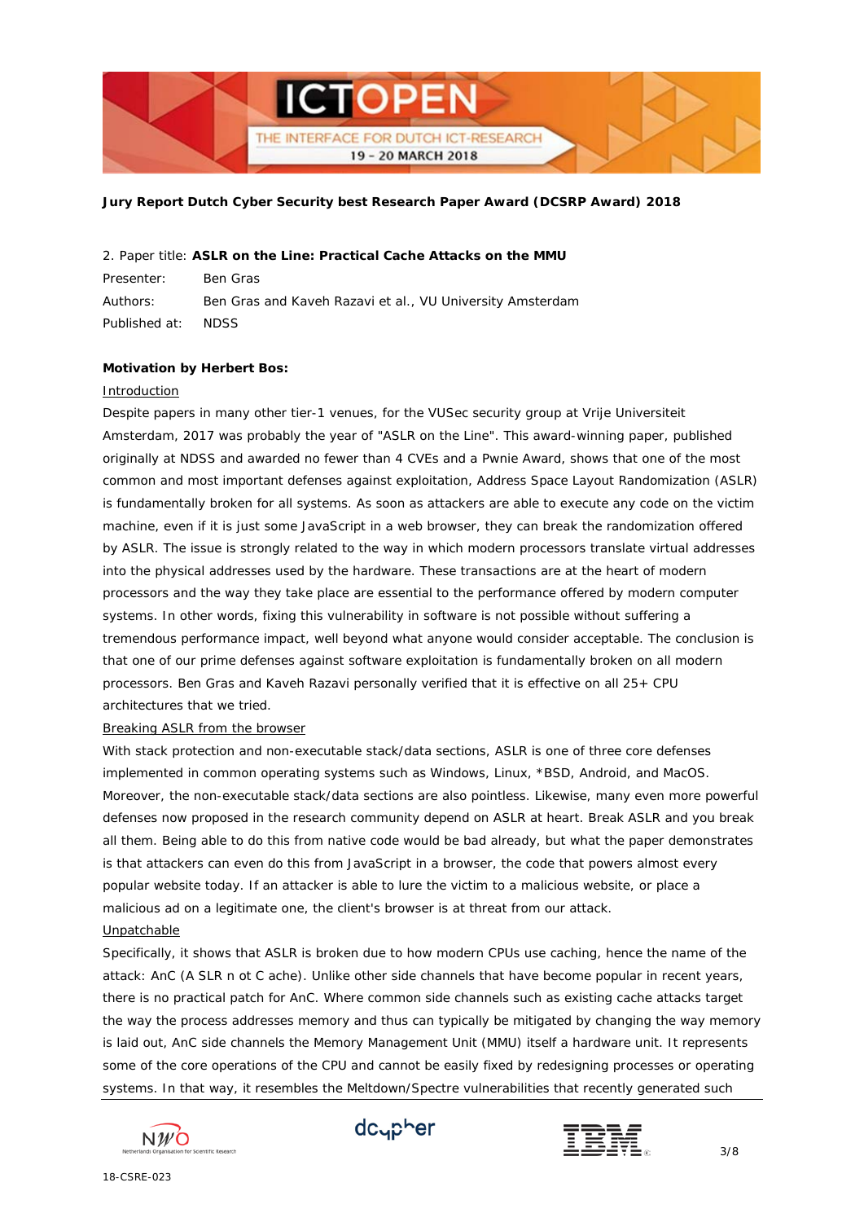**Jury Report Dutch Cyber Security best Research Paper Award (DCSRP Award) 2018**

2. Paper title: **ASLR on the Line: Practical Cache Attacks on the MMU**

Presenter: Ben Gras

Authors: Ben Gras and Kaveh Razavi et al., VU University Amsterdam

Published at: NDSS

**Motivation by Herbert Bos:**

Introduction

Despite papers in many other tier-1 venues, for the VUSec security group at Vrije Universiteit Amsterdam, 2017 was probably the year of "ASLR on the Line". This award-winning paper, published originally at NDSS and awarded no fewer than 4 CVEs and a Pwnie Award, shows that one of the most common and most important defenses against exploitation, Address Space Layout Randomization (ASLR) is fundamentally broken for all systems. As soon as attackers are able to execute any code on the victim machine, even if it is just some JavaScript in a web browser, they can break the randomization offered by ASLR. The issue is strongly related to the way in which modern processors translate virtual addresses into the physical addresses used by the hardware. These transactions are at the heart of modern processors and the way they take place are essential to the performance offered by modern computer systems. In other words, fixing this vulnerability in software is not possible without suffering a tremendous performance impact, well beyond what anyone would consider acceptable. The conclusion is that one of our prime defenses against software exploitation is fundamentally broken on all modern processors. Ben Gras and Kaveh Razavi personally verified that it is effective on all 25+ CPU architectures that we tried.

Breaking ASLR from the browser

With stack protection and non-executable stack/data sections, ASLR is one of three core defenses implemented in common operating systems such as Windows, Linux, *BSD, Android, and MacOS. Moreover, the non-executable stack/data sections are also pointless. Likewise, many even more powerful defenses now proposed in the research community depend on ASLR at heart. Break ASLR and you break all them. Being able to do this from native code would be bad already, but what the paper demonstrates is that attackers can even do this from JavaScript in a browser, the code that powers almost every popular website today. If an attacker is able to lure the victim to a malicious website, or place a malicious ad on a legitimate one, the client's browser is at threat from our attack.

Unpatchable

Specifically, it shows that ASLR is broken due to how modern CPUs use caching, hence the name of the attack: AnC (A SLR n ot C ache). Unlike other side channels that have become popular in recent years, there is no practical patch for AnC. Where common side channels such as existing cache attacks target the way the process addresses memory and thus can typically be mitigated by changing the way memory is laid out, AnC side channels the Memory Management Unit (MMU) itself a hardware unit. It represents some of the core operations of the CPU and cannot be easily fixed by redesigning processes or operating systems. In that way, it resembles the Meltdown/Spectre vulnerabilities that recently generated such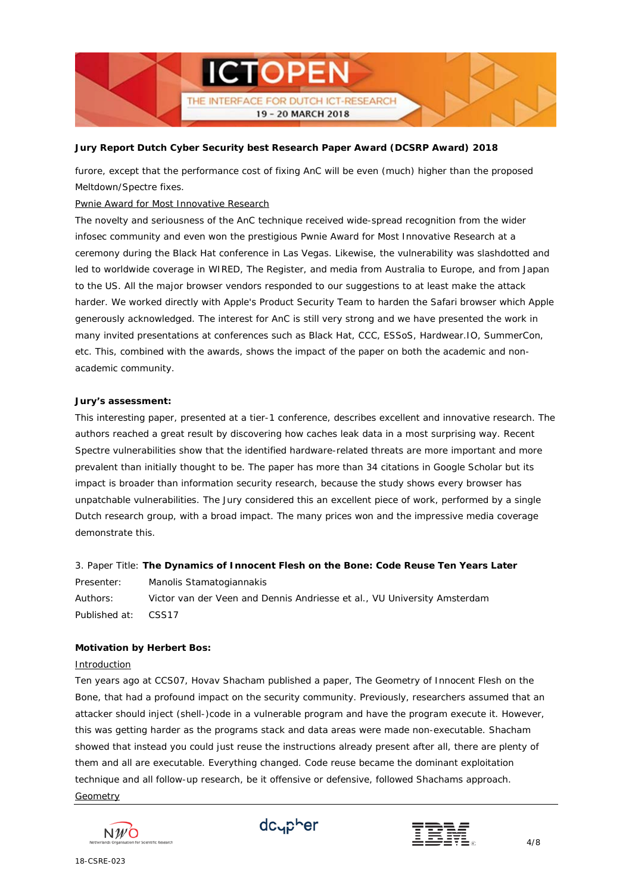**Jury Report Dutch Cyber Security best Research Paper Award (DCSRP Award) 2018**

furore, except that the performance cost of fixing AnC will be even (much) higher than the proposed Meltdown/Spectre fixes.

Pwnie Award for Most Innovative Research

The novelty and seriousness of the AnC technique received wide-spread recognition from the wider infosec community and even won the prestigious Pwnie Award for Most Innovative Research at a ceremony during the Black Hat conference in Las Vegas. Likewise, the vulnerability was slashdotted and led to worldwide coverage in WIRED, The Register, and media from Australia to Europe, and from Japan to the US. All the major browser vendors responded to our suggestions to at least make the attack harder. We worked directly with Apple's Product Security Team to harden the Safari browser which Apple generously acknowledged. The interest for AnC is still very strong and we have presented the work in many invited presentations at conferences such as Black Hat, CCC, ESSoS, Hardwear.IO, SummerCon, etc. This, combined with the awards, shows the impact of the paper on both the academic and non-academic community.

**Jury's assessment:**

This interesting paper, presented at a tier-1 conference, describes excellent and innovative research. The authors reached a great result by discovering how caches leak data in a most surprising way. Recent Spectre vulnerabilities show that the identified hardware-related threats are more important and more prevalent than initially thought to be. The paper has more than 34 citations in Google Scholar but its impact is broader than information security research, because the study shows every browser has unpatchable vulnerabilities. The Jury considered this an excellent piece of work, performed by a single Dutch research group, with a broad impact. The many prices won and the impressive media coverage demonstrate this.

3. Paper Title: **The Dynamics of Innocent Flesh on the Bone: Code Reuse Ten Years Later**

Presenter: Manolis Stamatogiannakis

Authors: Victor van der Veen and Dennis Andriesse et al., VU University Amsterdam

Published at: CSS17

**Motivation by Herbert Bos:**

Introduction

Ten years ago at CCS07, Hovav Shacham published a paper, The Geometry of Innocent Flesh on the Bone, that had a profound impact on the security community. Previously, researchers assumed that an attacker should inject (shell-)code in a vulnerable program and have the program execute it. However, this was getting harder as the programs stack and data areas were made non-executable. Shacham showed that instead you could just reuse the instructions already present after all, there are plenty of them and all are executable. Everything changed. Code reuse became the dominant exploitation technique and all follow-up research, be it offensive or defensive, followed Shachams approach.

Geometry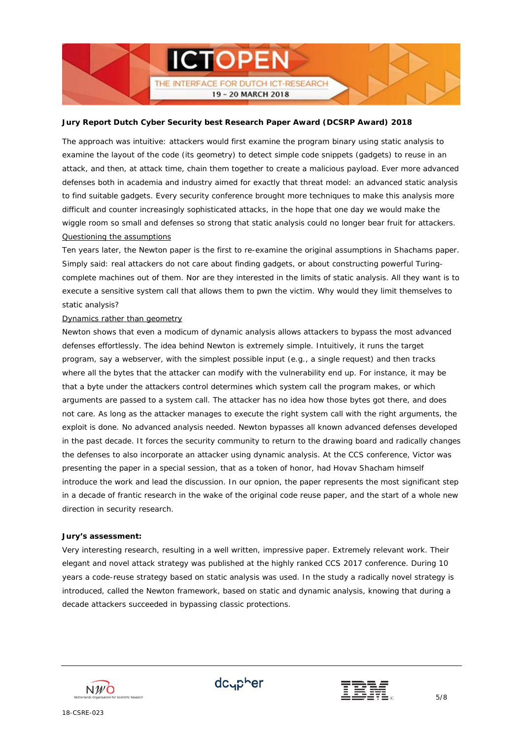**Jury Report Dutch Cyber Security best Research Paper Award (DCSRP Award) 2018**

The approach was intuitive: attackers would first examine the program binary using static analysis to examine the layout of the code (its geometry) to detect simple code snippets (gadgets) to reuse in an attack, and then, at attack time, chain them together to create a malicious payload. Ever more advanced defenses both in academia and industry aimed for exactly that threat model: an advanced static analysis to find suitable gadgets. Every security conference brought more techniques to make this analysis more difficult and counter increasingly sophisticated attacks, in the hope that one day we would make the wiggle room so small and defenses so strong that static analysis could no longer bear fruit for attackers.

<u>Questioning the assumptions</u>

Ten years later, the Newton paper is the first to re-examine the original assumptions in Shachams paper. Simply said: real attackers do not care about finding gadgets, or about constructing powerful Turing-complete machines out of them. Nor are they interested in the limits of static analysis. All they want is to execute a sensitive system call that allows them to pwn the victim. Why would they limit themselves to static analysis?

<u>Dynamics rather than geometry</u>

Newton shows that even a modicum of dynamic analysis allows attackers to bypass the most advanced defenses effortlessly. The idea behind Newton is extremely simple. Intuitively, it runs the target program, say a webserver, with the simplest possible input (e.g., a single request) and then tracks where all the bytes that the attacker can modify with the vulnerability end up. For instance, it may be that a byte under the attackers control determines which system call the program makes, or which arguments are passed to a system call. The attacker has no idea how those bytes got there, and does not care. As long as the attacker manages to execute the right system call with the right arguments, the exploit is done. No advanced analysis needed. Newton bypasses all known advanced defenses developed in the past decade. It forces the security community to return to the drawing board and radically changes the defenses to also incorporate an attacker using dynamic analysis. At the CCS conference, Victor was presenting the paper in a special session, that as a token of honor, had Hovav Shacham himself introduce the work and lead the discussion. In our opnion, the paper represents the most significant step in a decade of frantic research in the wake of the original code reuse paper, and the start of a whole new direction in security research.

**Jury's assessment:**

Very interesting research, resulting in a well written, impressive paper. Extremely relevant work. Their elegant and novel attack strategy was published at the highly ranked CCS 2017 conference. During 10 years a code-reuse strategy based on static analysis was used. In the study a radically novel strategy is introduced, called the Newton framework, based on static and dynamic analysis, knowing that during a decade attackers succeeded in bypassing classic protections.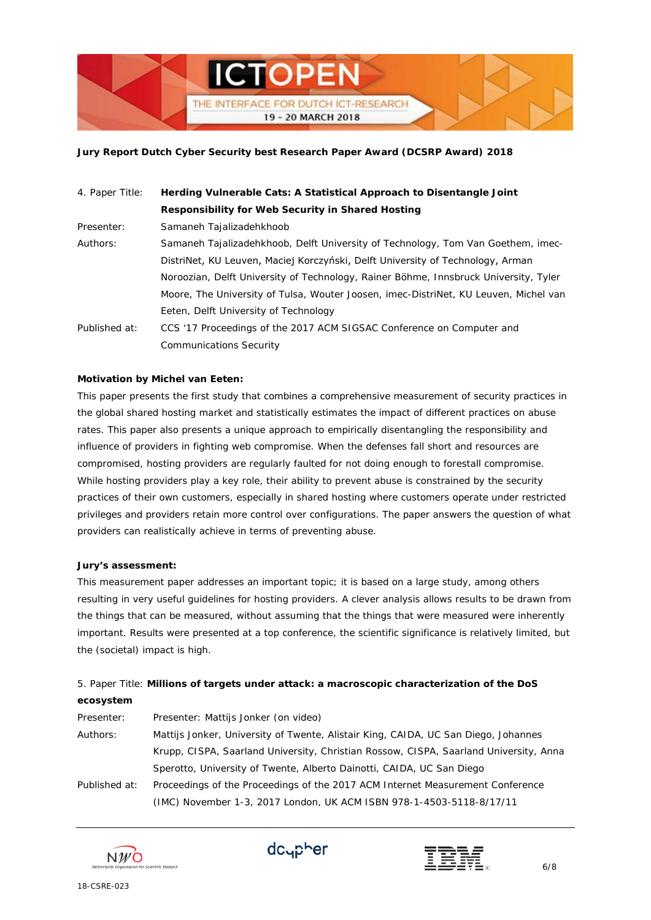**Jury Report Dutch Cyber Security best Research Paper Award (DCSRP Award) 2018**

| | |
|---|---|
| 4. Paper Title: | **Herding Vulnerable Cats: A Statistical Approach to Disentangle Joint Responsibility for Web Security in Shared Hosting** |
| Presenter: | Samaneh Tajalizadehkhoob |
| Authors: | Samaneh Tajalizadehkhoob, Delft University of Technology, Tom Van Goethem, imec-DistriNet, KU Leuven, Maciej Korczyński, Delft University of Technology, Arman Noroozian, Delft University of Technology, Rainer Böhme, Innsbruck University, Tyler Moore, The University of Tulsa, Wouter Joosen, imec-DistriNet, KU Leuven, Michel van Eeten, Delft University of Technology |
| Published at: | CCS '17 Proceedings of the 2017 ACM SIGSAC Conference on Computer and Communications Security |

**Motivation by Michel van Eeten:**

This paper presents the first study that combines a comprehensive measurement of security practices in the global shared hosting market and statistically estimates the impact of different practices on abuse rates. This paper also presents a unique approach to empirically disentangling the responsibility and influence of providers in fighting web compromise. When the defenses fall short and resources are compromised, hosting providers are regularly faulted for not doing enough to forestall compromise. While hosting providers play a key role, their ability to prevent abuse is constrained by the security practices of their own customers, especially in shared hosting where customers operate under restricted privileges and providers retain more control over configurations. The paper answers the question of what providers can realistically achieve in terms of preventing abuse.

**Jury's assessment:**

This measurement paper addresses an important topic; it is based on a large study, among others resulting in very useful guidelines for hosting providers. A clever analysis allows results to be drawn from the things that can be measured, without assuming that the things that were measured were inherently important. Results were presented at a top conference, the scientific significance is relatively limited, but the (societal) impact is high.

5. Paper Title: **Millions of targets under attack: a macroscopic characterization of the DoS ecosystem**

| | |
|---|---|
| Presenter: | Presenter: Mattijs Jonker (on video) |
| Authors: | Mattijs Jonker, University of Twente, Alistair King, CAIDA, UC San Diego, Johannes Krupp, CISPA, Saarland University, Christian Rossow, CISPA, Saarland University, Anna Sperotto, University of Twente, Alberto Dainotti, CAIDA, UC San Diego |
| Published at: | Proceedings of the Proceedings of the 2017 ACM Internet Measurement Conference (IMC) November 1-3, 2017 London, UK ACM ISBN 978-1-4503-5118-8/17/11 |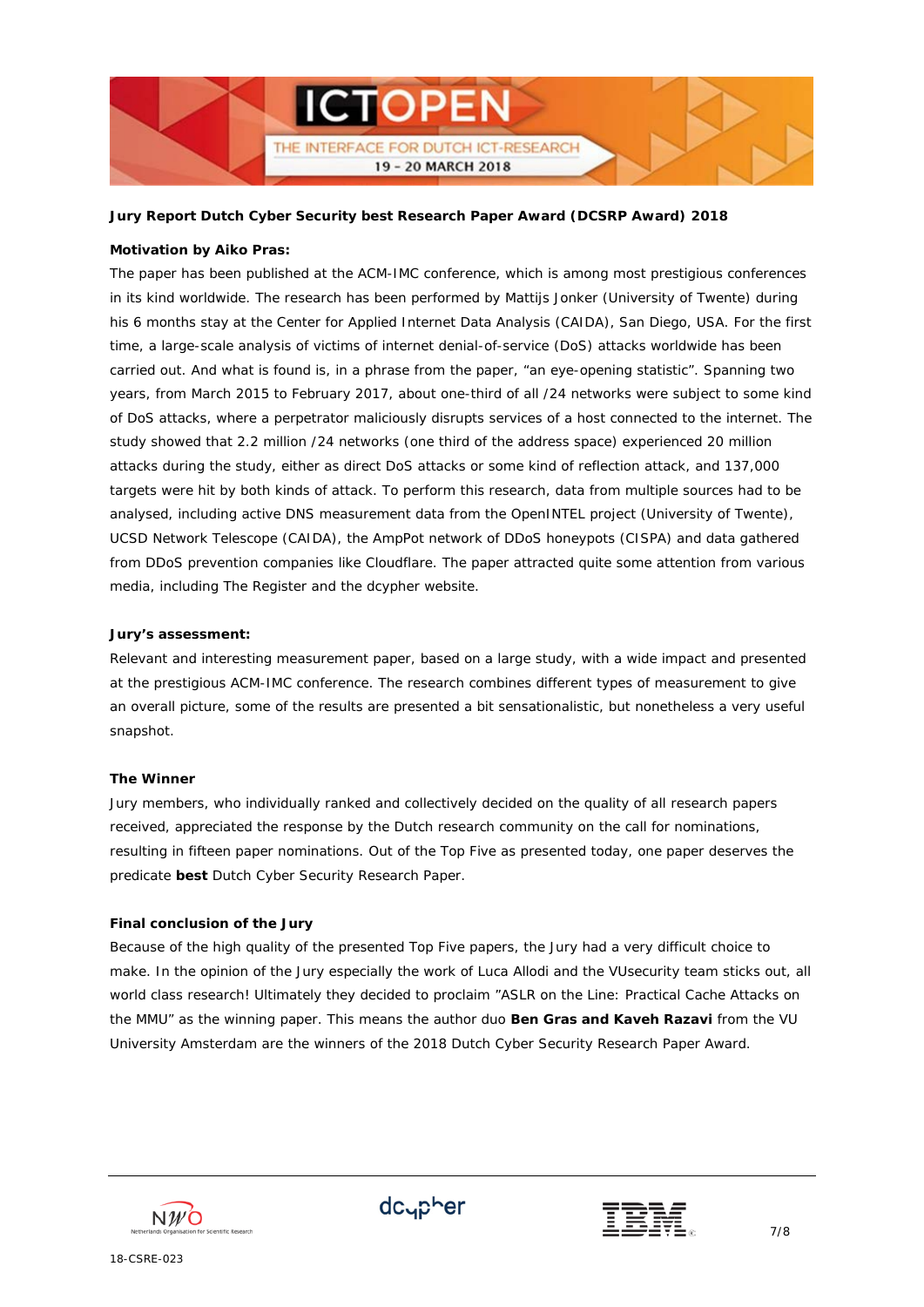**Jury Report Dutch Cyber Security best Research Paper Award (DCSRP Award) 2018**

**Motivation by Aiko Pras:**

The paper has been published at the ACM-IMC conference, which is among most prestigious conferences in its kind worldwide. The research has been performed by Mattijs Jonker (University of Twente) during his 6 months stay at the Center for Applied Internet Data Analysis (CAIDA), San Diego, USA. For the first time, a large-scale analysis of victims of internet denial-of-service (DoS) attacks worldwide has been carried out. And what is found is, in a phrase from the paper, "an eye-opening statistic". Spanning two years, from March 2015 to February 2017, about one-third of all /24 networks were subject to some kind of DoS attacks, where a perpetrator maliciously disrupts services of a host connected to the internet. The study showed that 2.2 million /24 networks (one third of the address space) experienced 20 million attacks during the study, either as direct DoS attacks or some kind of reflection attack, and 137,000 targets were hit by both kinds of attack. To perform this research, data from multiple sources had to be analysed, including active DNS measurement data from the OpenINTEL project (University of Twente), UCSD Network Telescope (CAIDA), the AmpPot network of DDoS honeypots (CISPA) and data gathered from DDoS prevention companies like Cloudflare. The paper attracted quite some attention from various media, including The Register and the dcypher website.

**Jury's assessment:**

Relevant and interesting measurement paper, based on a large study, with a wide impact and presented at the prestigious ACM-IMC conference. The research combines different types of measurement to give an overall picture, some of the results are presented a bit sensationalistic, but nonetheless a very useful snapshot.

**The Winner**

Jury members, who individually ranked and collectively decided on the quality of all research papers received, appreciated the response by the Dutch research community on the call for nominations, resulting in fifteen paper nominations. Out of the Top Five as presented today, one paper deserves the predicate **best** Dutch Cyber Security Research Paper.

**Final conclusion of the Jury**

Because of the high quality of the presented Top Five papers, the Jury had a very difficult choice to make. In the opinion of the Jury especially the work of Luca Allodi and the VUsecurity team sticks out, all world class research! Ultimately they decided to proclaim "ASLR on the Line: Practical Cache Attacks on the MMU" as the winning paper. This means the author duo **Ben Gras and Kaveh Razavi** from the VU University Amsterdam are the winners of the 2018 Dutch Cyber Security Research Paper Award.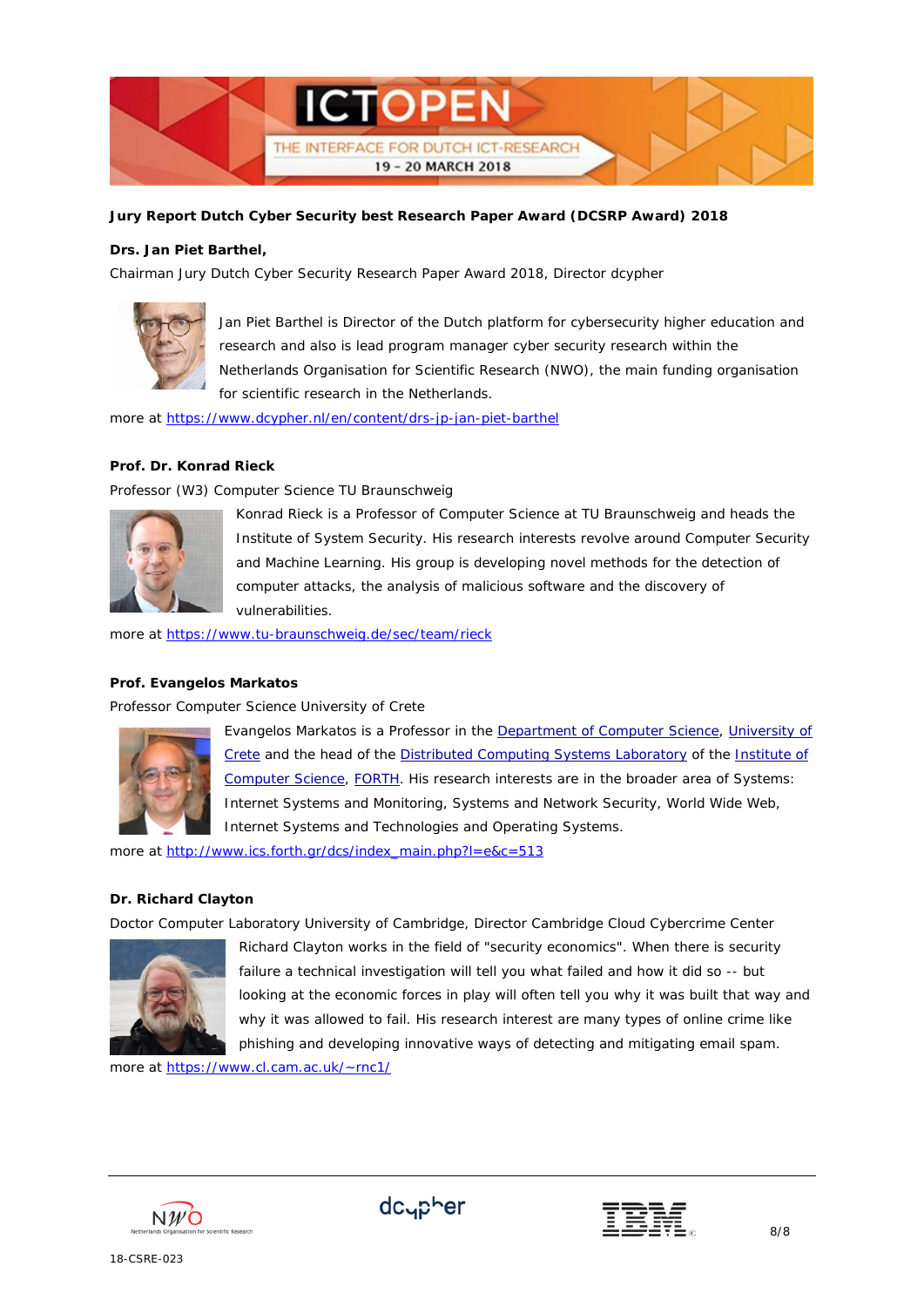**Jury Report Dutch Cyber Security best Research Paper Award (DCSRP Award) 2018**

**Drs. Jan Piet Barthel,**

Chairman Jury Dutch Cyber Security Research Paper Award 2018, Director dcypher

Jan Piet Barthel is Director of the Dutch platform for cybersecurity higher education and research and also is lead program manager cyber security research within the Netherlands Organisation for Scientific Research (NWO), the main funding organisation for scientific research in the Netherlands.

more at https://www.dcypher.nl/en/content/drs-jp-jan-piet-barthel

**Prof. Dr. Konrad Rieck**

Professor (W3) Computer Science TU Braunschweig

Konrad Rieck is a Professor of Computer Science at TU Braunschweig and heads the Institute of System Security. His research interests revolve around Computer Security and Machine Learning. His group is developing novel methods for the detection of computer attacks, the analysis of malicious software and the discovery of vulnerabilities.

more at https://www.tu-braunschweig.de/sec/team/rieck

**Prof. Evangelos Markatos**

Professor Computer Science University of Crete

Evangelos Markatos is a Professor in the Department of Computer Science, University of Crete and the head of the Distributed Computing Systems Laboratory of the Institute of Computer Science, FORTH. His research interests are in the broader area of Systems: Internet Systems and Monitoring, Systems and Network Security, World Wide Web, Internet Systems and Technologies and Operating Systems.

more at http://www.ics.forth.gr/dcs/index_main.php?l=e&c=513

**Dr. Richard Clayton**

Doctor Computer Laboratory University of Cambridge, Director Cambridge Cloud Cybercrime Center

Richard Clayton works in the field of "security economics". When there is security failure a technical investigation will tell you what failed and how it did so -- but looking at the economic forces in play will often tell you why it was built that way and why it was allowed to fail. His research interest are many types of online crime like phishing and developing innovative ways of detecting and mitigating email spam.

more at https://www.cl.cam.ac.uk/~rnc1/

18-CSRE-023